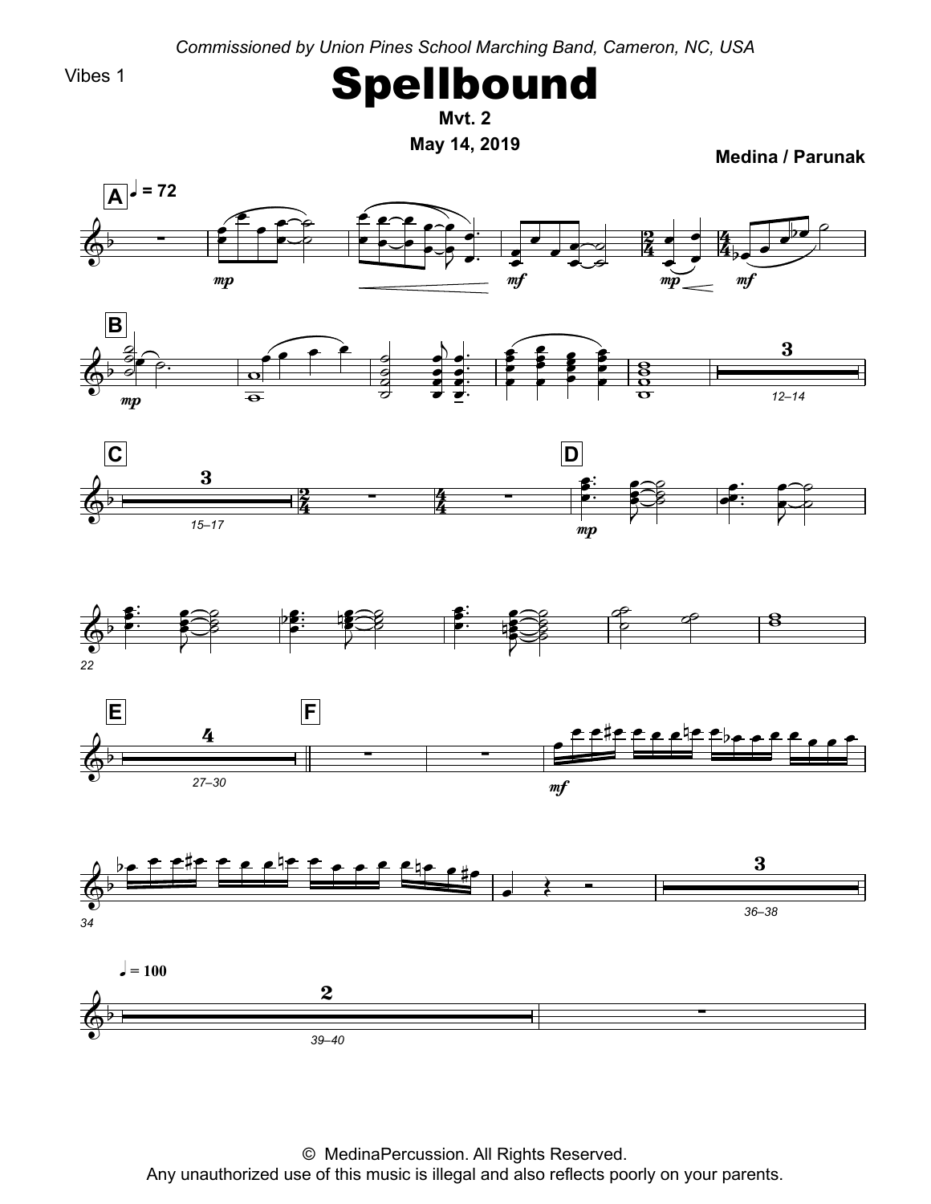*Commissioned by Union Pines School Marching Band, Cameron, NC, USA*

Vibes 1

# Spellbound

**Mvt. 2**

**May 14, 2019**

**Medina / Parunak**

© MedinaPercussion. All Rights Reserved.
Any unauthorized use of this music is illegal and also reflects poorly on your parents.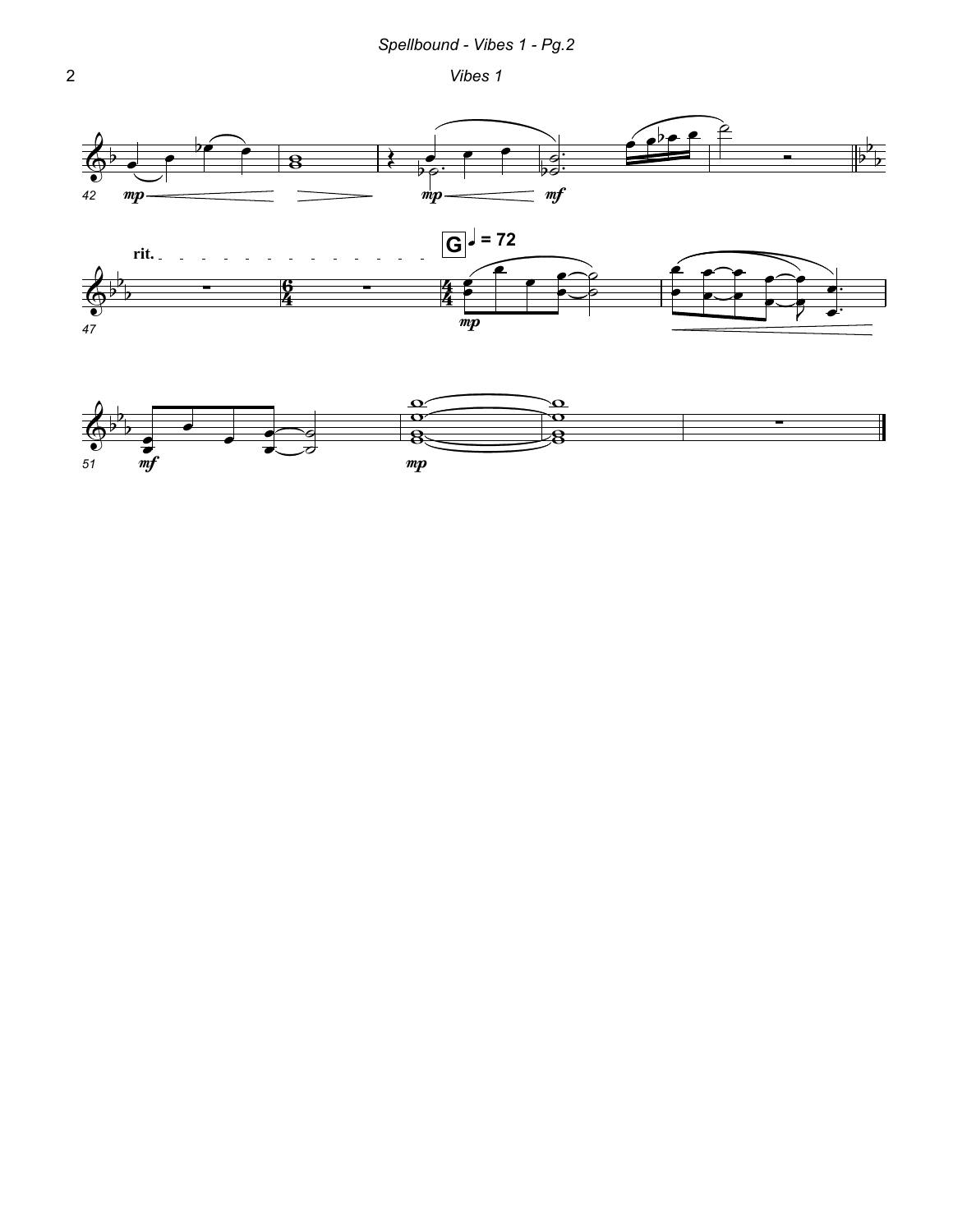Vibes 1

42 *mp* *mp* *mf*

rit.

**G** ♩ = 72

47 *mp*

51 *mf* *mp*